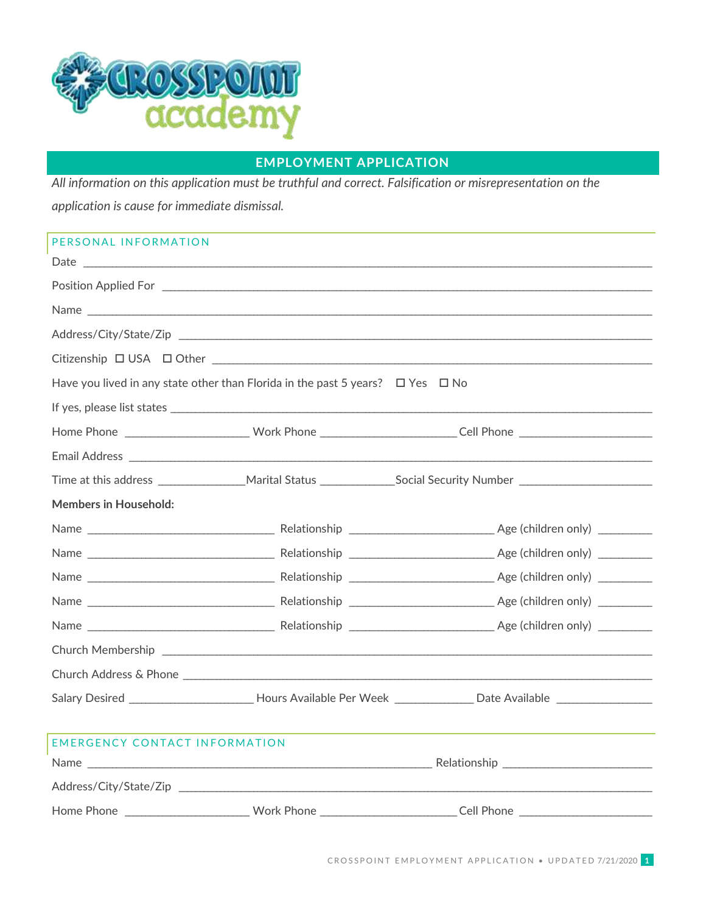# CROSSPOINT academy

## EMPLOYMENT APPLICATION

*All information on this application must be truthful and correct. Falsification or misrepresentation on the application is cause for immediate dismissal.*

### PERSONAL INFORMATION

Date ___________________________________________________________________________________

Position Applied For _____________________________________________________________________

Name __________________________________________________________________________________

Address/City/State/Zip ___________________________________________________________________

Citizenship ☐ USA ☐ Other _________________________________________________________________

Have you lived in any state other than Florida in the past 5 years? ☐ Yes ☐ No

If yes, please list states ___________________________________________________________________

Home Phone ____________________ Work Phone _____________________ Cell Phone _____________________

Email Address ___________________________________________________________________________

Time at this address ______________ Marital Status ____________ Social Security Number _____________________

**Members in Household:**

Name ______________________________ Relationship _______________________ Age (children only) ________

Name ______________________________ Relationship _______________________ Age (children only) ________

Name ______________________________ Relationship _______________________ Age (children only) ________

Name ______________________________ Relationship _______________________ Age (children only) ________

Name ______________________________ Relationship _______________________ Age (children only) ________

Church Membership ______________________________________________________________________

Church Address & Phone __________________________________________________________________

Salary Desired ____________________ Hours Available Per Week _____________ Date Available _______________

### EMERGENCY CONTACT INFORMATION

Name _______________________________________________________ Relationship ________________________

Address/City/State/Zip ___________________________________________________________________

Home Phone ____________________ Work Phone _____________________ Cell Phone _____________________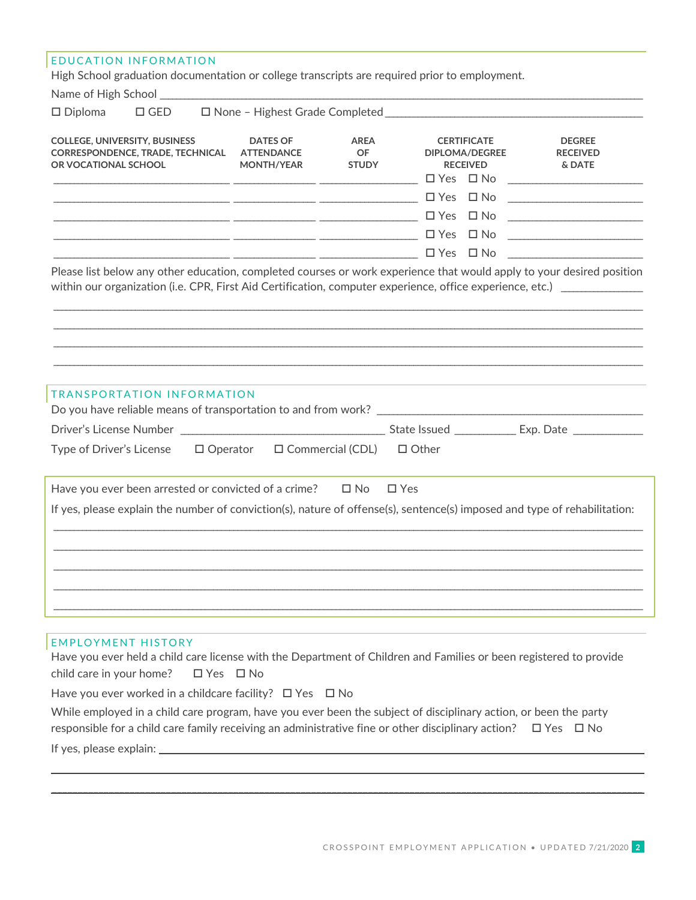## EDUCATION INFORMATION

High School graduation documentation or college transcripts are required prior to employment.

Name of High School ______________________________________________

☐ Diploma ☐ GED ☐ None – Highest Grade Completed ______________________

| COLLEGE, UNIVERSITY, BUSINESS CORRESPONDENCE, TRADE, TECHNICAL OR VOCATIONAL SCHOOL | DATES OF ATTENDANCE MONTH/YEAR | AREA OF STUDY | CERTIFICATE DIPLOMA/DEGREE RECEIVED | DEGREE RECEIVED & DATE |
|---|---|---|---|---|
| | | | ☐ Yes ☐ No | |
| | | | ☐ Yes ☐ No | |
| | | | ☐ Yes ☐ No | |
| | | | ☐ Yes ☐ No | |
| | | | ☐ Yes ☐ No | |

Please list below any other education, completed courses or work experience that would apply to your desired position within our organization (i.e. CPR, First Aid Certification, computer experience, office experience, etc.) ______________

______________________________________________

______________________________________________

______________________________________________

______________________________________________

## TRANSPORTATION INFORMATION

Do you have reliable means of transportation to and from work? ______________________

Driver's License Number ______________________ State Issued __________ Exp. Date ____________

Type of Driver's License ☐ Operator ☐ Commercial (CDL) ☐ Other

Have you ever been arrested or convicted of a crime? ☐ No ☐ Yes

If yes, please explain the number of conviction(s), nature of offense(s), sentence(s) imposed and type of rehabilitation:

______________________________________________

______________________________________________

______________________________________________

______________________________________________

______________________________________________

## EMPLOYMENT HISTORY

Have you ever held a child care license with the Department of Children and Families or been registered to provide child care in your home? ☐ Yes ☐ No

Have you ever worked in a childcare facility? ☐ Yes ☐ No

While employed in a child care program, have you ever been the subject of disciplinary action, or been the party responsible for a child care family receiving an administrative fine or other disciplinary action? ☐ Yes ☐ No

If yes, please explain: ______________________________________________

______________________________________________

______________________________________________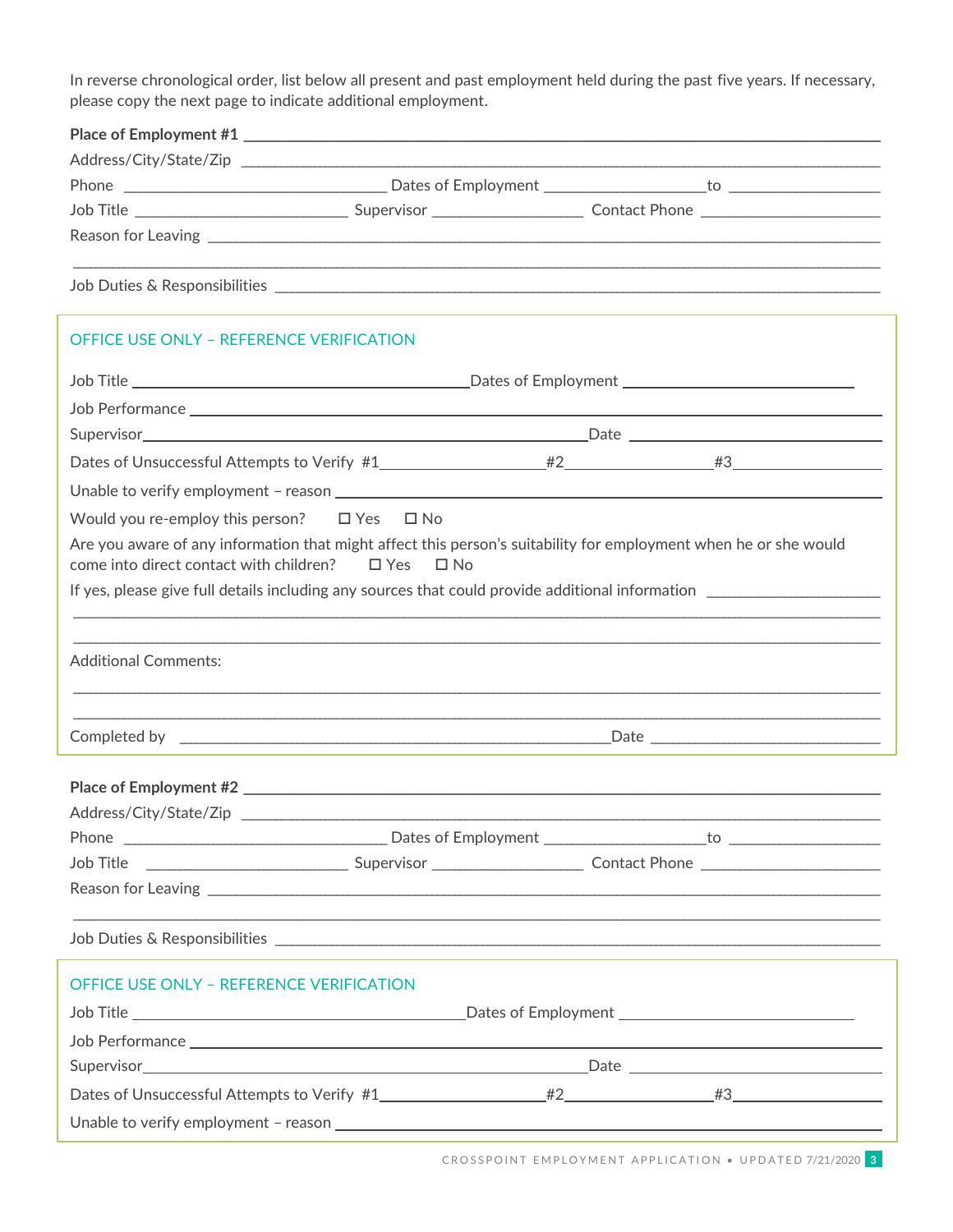In reverse chronological order, list below all present and past employment held during the past five years. If necessary, please copy the next page to indicate additional employment.

**Place of Employment #1** ______________________________

Address/City/State/Zip ______________________________

Phone ______________ Dates of Employment ______________ to ______________

Job Title ______________ Supervisor ______________ Contact Phone ______________

Reason for Leaving ______________________________

______________________________

Job Duties & Responsibilities ______________________________

**OFFICE USE ONLY – REFERENCE VERIFICATION**

Job Title ______________ Dates of Employment ______________

Job Performance ______________________________

Supervisor ______________ Date ______________

Dates of Unsuccessful Attempts to Verify #1 ______________ #2 ______________ #3 ______________

Unable to verify employment – reason ______________________________

Would you re-employ this person? ☐ Yes ☐ No

Are you aware of any information that might affect this person's suitability for employment when he or she would come into direct contact with children? ☐ Yes ☐ No

If yes, please give full details including any sources that could provide additional information ______________

______________________________

______________________________

Additional Comments:

______________________________

______________________________

Completed by ______________ Date ______________

**Place of Employment #2** ______________________________

Address/City/State/Zip ______________________________

Phone ______________ Dates of Employment ______________ to ______________

Job Title ______________ Supervisor ______________ Contact Phone ______________

Reason for Leaving ______________________________

______________________________

Job Duties & Responsibilities ______________________________

**OFFICE USE ONLY – REFERENCE VERIFICATION**

Job Title ______________ Dates of Employment ______________

Job Performance ______________________________

Supervisor ______________ Date ______________

Dates of Unsuccessful Attempts to Verify #1 ______________ #2 ______________ #3 ______________

Unable to verify employment – reason ______________________________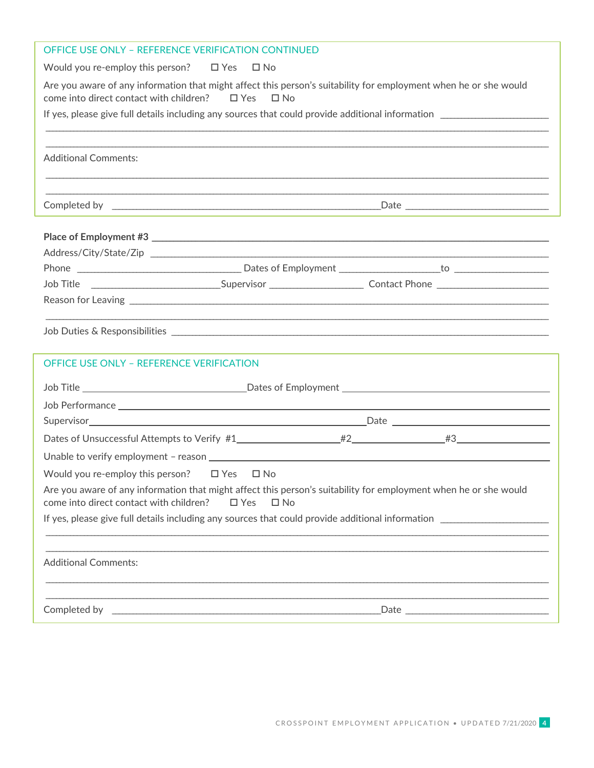### OFFICE USE ONLY – REFERENCE VERIFICATION CONTINUED

Would you re-employ this person? ☐ Yes ☐ No

Are you aware of any information that might affect this person's suitability for employment when he or she would come into direct contact with children? ☐ Yes ☐ No

If yes, please give full details including any sources that could provide additional information ____________________

__________________________________________________________________________________________

__________________________________________________________________________________________

Additional Comments:

__________________________________________________________________________________________

__________________________________________________________________________________________

Completed by ______________________________________________ Date ___________________________

**Place of Employment #3** ______________________________________________________________________

Address/City/State/Zip __________________________________________________________________________

Phone ______________________________ Dates of Employment __________________ to __________________

Job Title _________________________ Supervisor __________________ Contact Phone ____________________

Reason for Leaving ____________________________________________________________________________

__________________________________________________________________________________________

Job Duties & Responsibilities ____________________________________________________________________

### OFFICE USE ONLY – REFERENCE VERIFICATION

Job Title ______________________________ Dates of Employment ______________________________________

Job Performance ______________________________________________________________________________

Supervisor _____________________________________________ Date ___________________________

Dates of Unsuccessful Attempts to Verify #1 __________________ #2 __________________ #3 __________________

Unable to verify employment – reason ______________________________________________________________

Would you re-employ this person? ☐ Yes ☐ No

Are you aware of any information that might affect this person's suitability for employment when he or she would come into direct contact with children? ☐ Yes ☐ No

If yes, please give full details including any sources that could provide additional information ____________________

__________________________________________________________________________________________

__________________________________________________________________________________________

Additional Comments:

__________________________________________________________________________________________

__________________________________________________________________________________________

Completed by ______________________________________________ Date ___________________________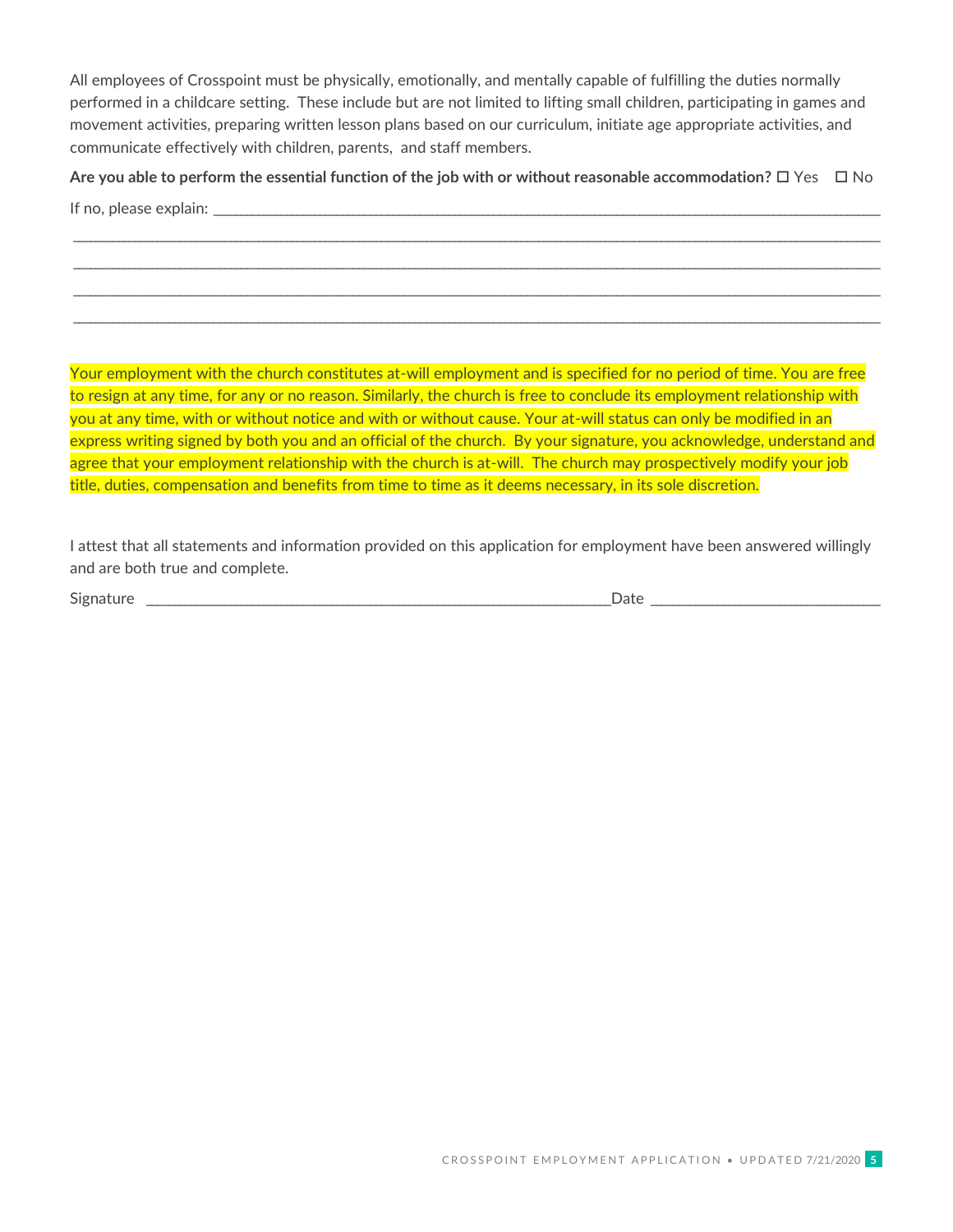All employees of Crosspoint must be physically, emotionally, and mentally capable of fulfilling the duties normally performed in a childcare setting.  These include but are not limited to lifting small children, participating in games and movement activities, preparing written lesson plans based on our curriculum, initiate age appropriate activities, and communicate effectively with children, parents,  and staff members.

**Are you able to perform the essential function of the job with or without reasonable accommodation?** ☐ Yes   ☐ No

If no, please explain: ___________________________________________________________________________

___________________________________________________________________________________________

___________________________________________________________________________________________

___________________________________________________________________________________________

___________________________________________________________________________________________

Your employment with the church constitutes at-will employment and is specified for no period of time. You are free to resign at any time, for any or no reason. Similarly, the church is free to conclude its employment relationship with you at any time, with or without notice and with or without cause. Your at-will status can only be modified in an express writing signed by both you and an official of the church.  By your signature, you acknowledge, understand and agree that your employment relationship with the church is at-will.  The church may prospectively modify your job title, duties, compensation and benefits from time to time as it deems necessary, in its sole discretion.

I attest that all statements and information provided on this application for employment have been answered willingly and are both true and complete.

Signature _____________________________________________________ Date ___________________________